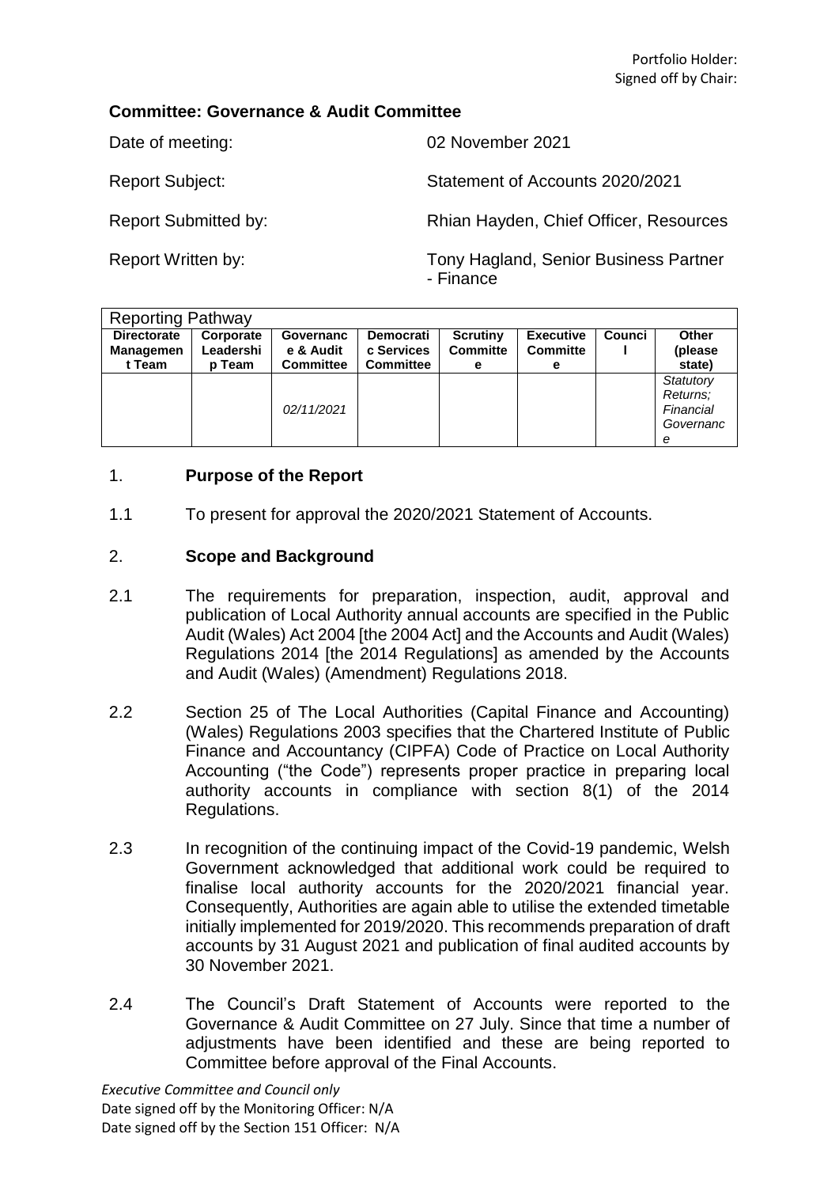Portfolio Holder:
Signed off by Chair:

**Committee: Governance & Audit Committee**

Date of meeting: 02 November 2021

Report Subject: Statement of Accounts 2020/2021

Report Submitted by: Rhian Hayden, Chief Officer, Resources

Report Written by: Tony Hagland, Senior Business Partner - Finance

| Reporting Pathway | | | | | | | |
|---|---|---|---|---|---|---|---|
| **Directorate Management Team** | **Corporate Leadership Team** | **Governance & Audit Committee** | **Democratic Services Committee** | **Scrutiny Committee** | **Executive Committee** | **Council** | **Other (please state)** |
| | | *02/11/2021* | | | | | *Statutory Returns; Financial Governance* |

## 1. Purpose of the Report

1.1 To present for approval the 2020/2021 Statement of Accounts.

## 2. Scope and Background

2.1 The requirements for preparation, inspection, audit, approval and publication of Local Authority annual accounts are specified in the Public Audit (Wales) Act 2004 [the 2004 Act] and the Accounts and Audit (Wales) Regulations 2014 [the 2014 Regulations] as amended by the Accounts and Audit (Wales) (Amendment) Regulations 2018.

2.2 Section 25 of The Local Authorities (Capital Finance and Accounting) (Wales) Regulations 2003 specifies that the Chartered Institute of Public Finance and Accountancy (CIPFA) Code of Practice on Local Authority Accounting ("the Code") represents proper practice in preparing local authority accounts in compliance with section 8(1) of the 2014 Regulations.

2.3 In recognition of the continuing impact of the Covid-19 pandemic, Welsh Government acknowledged that additional work could be required to finalise local authority accounts for the 2020/2021 financial year. Consequently, Authorities are again able to utilise the extended timetable initially implemented for 2019/2020. This recommends preparation of draft accounts by 31 August 2021 and publication of final audited accounts by 30 November 2021.

2.4 The Council's Draft Statement of Accounts were reported to the Governance & Audit Committee on 27 July. Since that time a number of adjustments have been identified and these are being reported to Committee before approval of the Final Accounts.

*Executive Committee and Council only*
Date signed off by the Monitoring Officer: N/A
Date signed off by the Section 151 Officer: N/A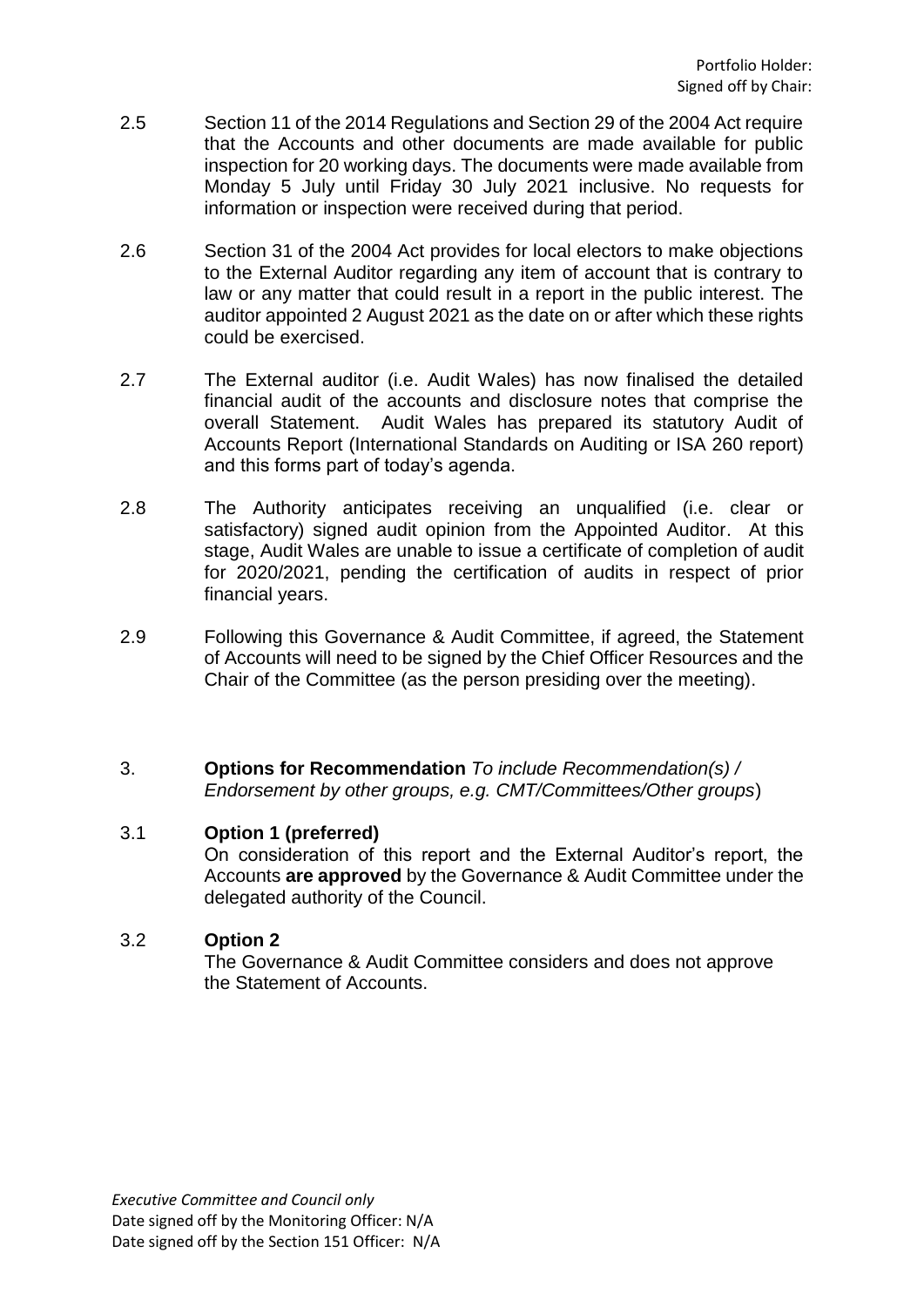Portfolio Holder:
Signed off by Chair:

2.5 Section 11 of the 2014 Regulations and Section 29 of the 2004 Act require that the Accounts and other documents are made available for public inspection for 20 working days. The documents were made available from Monday 5 July until Friday 30 July 2021 inclusive. No requests for information or inspection were received during that period.

2.6 Section 31 of the 2004 Act provides for local electors to make objections to the External Auditor regarding any item of account that is contrary to law or any matter that could result in a report in the public interest. The auditor appointed 2 August 2021 as the date on or after which these rights could be exercised.

2.7 The External auditor (i.e. Audit Wales) has now finalised the detailed financial audit of the accounts and disclosure notes that comprise the overall Statement. Audit Wales has prepared its statutory Audit of Accounts Report (International Standards on Auditing or ISA 260 report) and this forms part of today's agenda.

2.8 The Authority anticipates receiving an unqualified (i.e. clear or satisfactory) signed audit opinion from the Appointed Auditor. At this stage, Audit Wales are unable to issue a certificate of completion of audit for 2020/2021, pending the certification of audits in respect of prior financial years.

2.9 Following this Governance & Audit Committee, if agreed, the Statement of Accounts will need to be signed by the Chief Officer Resources and the Chair of the Committee (as the person presiding over the meeting).

3. **Options for Recommendation** *To include Recommendation(s) / Endorsement by other groups, e.g. CMT/Committees/Other groups*)

3.1 **Option 1 (preferred)**
On consideration of this report and the External Auditor's report, the Accounts **are approved** by the Governance & Audit Committee under the delegated authority of the Council.

3.2 **Option 2**
The Governance & Audit Committee considers and does not approve the Statement of Accounts.

*Executive Committee and Council only*
Date signed off by the Monitoring Officer: N/A
Date signed off by the Section 151 Officer: N/A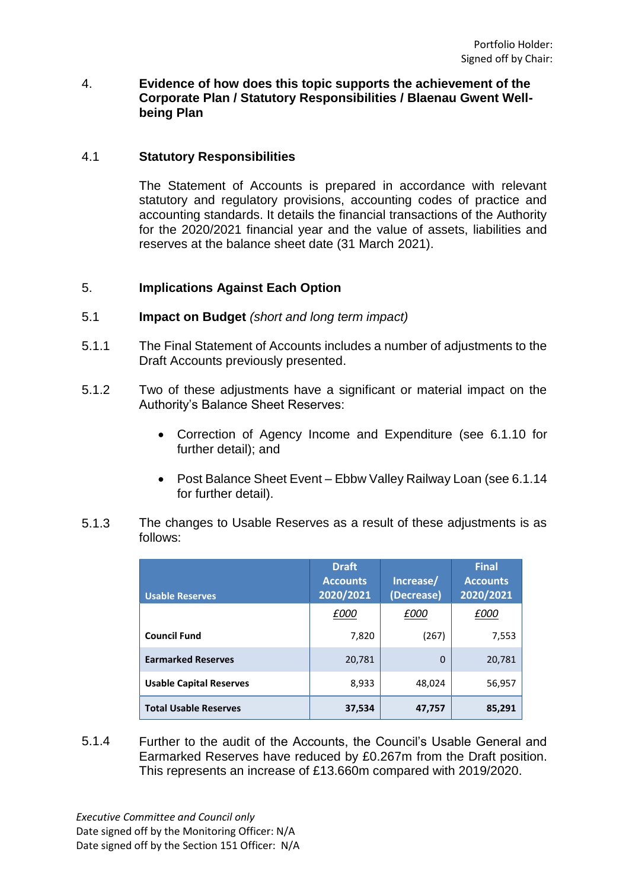Portfolio Holder:
Signed off by Chair:

## 4. Evidence of how does this topic supports the achievement of the Corporate Plan / Statutory Responsibilities / Blaenau Gwent Well-being Plan

### 4.1 Statutory Responsibilities

The Statement of Accounts is prepared in accordance with relevant statutory and regulatory provisions, accounting codes of practice and accounting standards. It details the financial transactions of the Authority for the 2020/2021 financial year and the value of assets, liabilities and reserves at the balance sheet date (31 March 2021).

## 5. Implications Against Each Option

### 5.1 Impact on Budget *(short and long term impact)*

5.1.1 The Final Statement of Accounts includes a number of adjustments to the Draft Accounts previously presented.

5.1.2 Two of these adjustments have a significant or material impact on the Authority's Balance Sheet Reserves:

- Correction of Agency Income and Expenditure (see 6.1.10 for further detail); and
- Post Balance Sheet Event – Ebbw Valley Railway Loan (see 6.1.14 for further detail).

5.1.3 The changes to Usable Reserves as a result of these adjustments is as follows:

| Usable Reserves | Draft Accounts 2020/2021 | Increase/ (Decrease) | Final Accounts 2020/2021 |
|---|---|---|---|
| | *£000* | *£000* | *£000* |
| **Council Fund** | 7,820 | (267) | 7,553 |
| **Earmarked Reserves** | 20,781 | 0 | 20,781 |
| **Usable Capital Reserves** | 8,933 | 48,024 | 56,957 |
| **Total Usable Reserves** | **37,534** | **47,757** | **85,291** |

5.1.4 Further to the audit of the Accounts, the Council's Usable General and Earmarked Reserves have reduced by £0.267m from the Draft position. This represents an increase of £13.660m compared with 2019/2020.

*Executive Committee and Council only*
Date signed off by the Monitoring Officer: N/A
Date signed off by the Section 151 Officer: N/A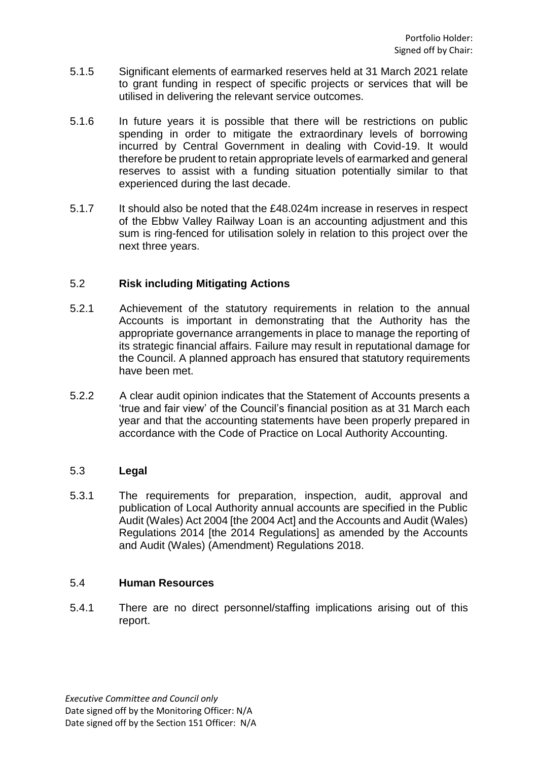5.1.5 Significant elements of earmarked reserves held at 31 March 2021 relate to grant funding in respect of specific projects or services that will be utilised in delivering the relevant service outcomes.

5.1.6 In future years it is possible that there will be restrictions on public spending in order to mitigate the extraordinary levels of borrowing incurred by Central Government in dealing with Covid-19. It would therefore be prudent to retain appropriate levels of earmarked and general reserves to assist with a funding situation potentially similar to that experienced during the last decade.

5.1.7 It should also be noted that the £48.024m increase in reserves in respect of the Ebbw Valley Railway Loan is an accounting adjustment and this sum is ring-fenced for utilisation solely in relation to this project over the next three years.

## 5.2 **Risk including Mitigating Actions**

5.2.1 Achievement of the statutory requirements in relation to the annual Accounts is important in demonstrating that the Authority has the appropriate governance arrangements in place to manage the reporting of its strategic financial affairs. Failure may result in reputational damage for the Council. A planned approach has ensured that statutory requirements have been met.

5.2.2 A clear audit opinion indicates that the Statement of Accounts presents a 'true and fair view' of the Council's financial position as at 31 March each year and that the accounting statements have been properly prepared in accordance with the Code of Practice on Local Authority Accounting.

## 5.3 **Legal**

5.3.1 The requirements for preparation, inspection, audit, approval and publication of Local Authority annual accounts are specified in the Public Audit (Wales) Act 2004 [the 2004 Act] and the Accounts and Audit (Wales) Regulations 2014 [the 2014 Regulations] as amended by the Accounts and Audit (Wales) (Amendment) Regulations 2018.

## 5.4 **Human Resources**

5.4.1 There are no direct personnel/staffing implications arising out of this report.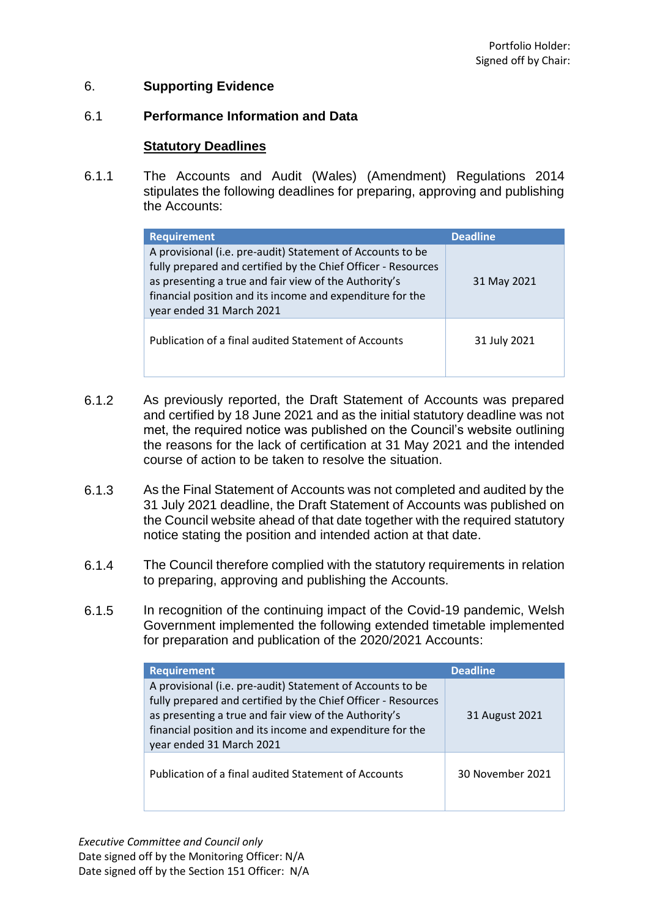## 6. Supporting Evidence

### 6.1 Performance Information and Data

**Statutory Deadlines**

6.1.1 The Accounts and Audit (Wales) (Amendment) Regulations 2014 stipulates the following deadlines for preparing, approving and publishing the Accounts:

| Requirement | Deadline |
|---|---|
| A provisional (i.e. pre-audit) Statement of Accounts to be fully prepared and certified by the Chief Officer - Resources as presenting a true and fair view of the Authority's financial position and its income and expenditure for the year ended 31 March 2021 | 31 May 2021 |
| Publication of a final audited Statement of Accounts | 31 July 2021 |

6.1.2 As previously reported, the Draft Statement of Accounts was prepared and certified by 18 June 2021 and as the initial statutory deadline was not met, the required notice was published on the Council's website outlining the reasons for the lack of certification at 31 May 2021 and the intended course of action to be taken to resolve the situation.

6.1.3 As the Final Statement of Accounts was not completed and audited by the 31 July 2021 deadline, the Draft Statement of Accounts was published on the Council website ahead of that date together with the required statutory notice stating the position and intended action at that date.

6.1.4 The Council therefore complied with the statutory requirements in relation to preparing, approving and publishing the Accounts.

6.1.5 In recognition of the continuing impact of the Covid-19 pandemic, Welsh Government implemented the following extended timetable implemented for preparation and publication of the 2020/2021 Accounts:

| Requirement | Deadline |
|---|---|
| A provisional (i.e. pre-audit) Statement of Accounts to be fully prepared and certified by the Chief Officer - Resources as presenting a true and fair view of the Authority's financial position and its income and expenditure for the year ended 31 March 2021 | 31 August 2021 |
| Publication of a final audited Statement of Accounts | 30 November 2021 |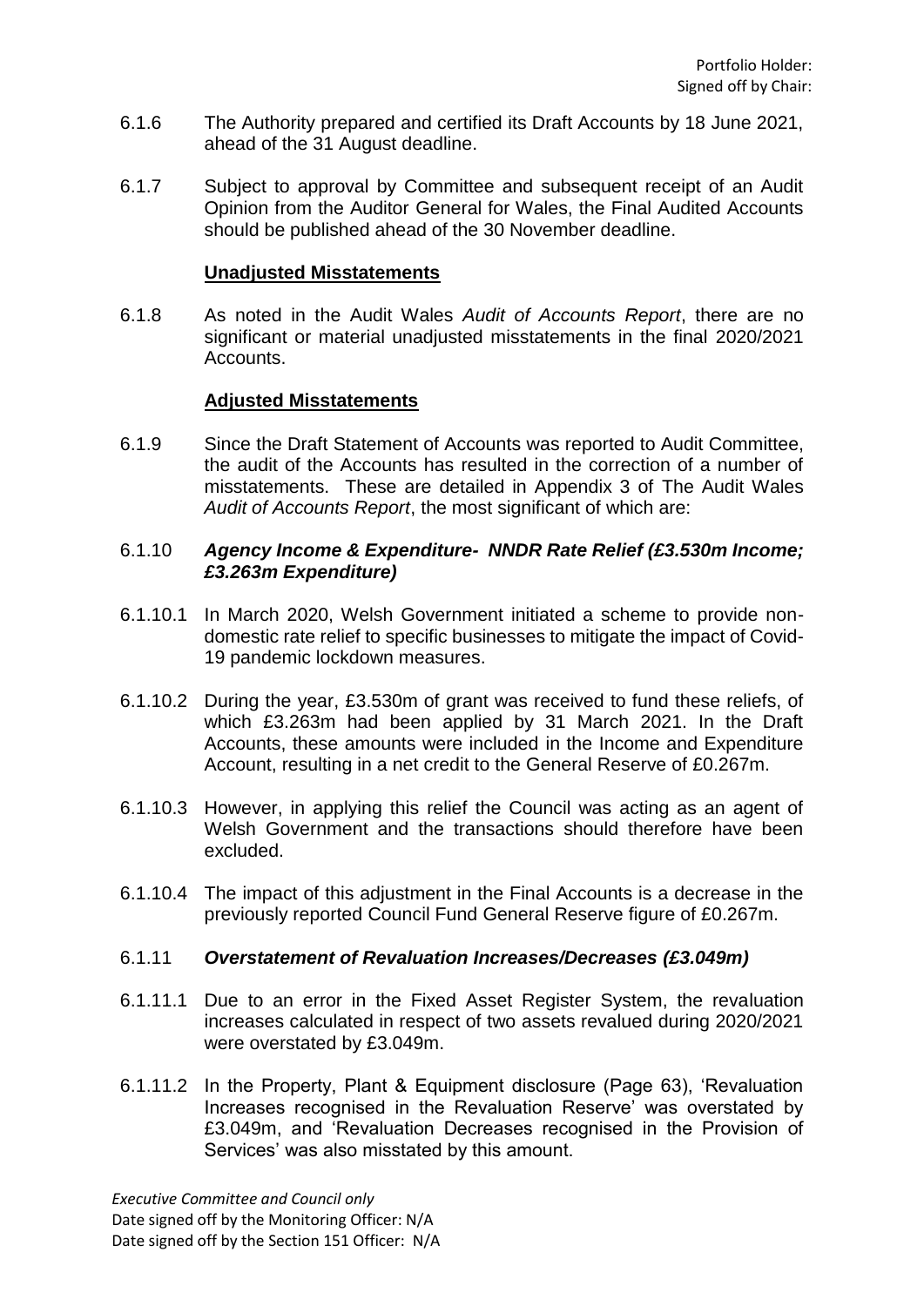6.1.6 The Authority prepared and certified its Draft Accounts by 18 June 2021, ahead of the 31 August deadline.

6.1.7 Subject to approval by Committee and subsequent receipt of an Audit Opinion from the Auditor General for Wales, the Final Audited Accounts should be published ahead of the 30 November deadline.

**Unadjusted Misstatements**

6.1.8 As noted in the Audit Wales *Audit of Accounts Report*, there are no significant or material unadjusted misstatements in the final 2020/2021 Accounts.

**Adjusted Misstatements**

6.1.9 Since the Draft Statement of Accounts was reported to Audit Committee, the audit of the Accounts has resulted in the correction of a number of misstatements. These are detailed in Appendix 3 of The Audit Wales *Audit of Accounts Report*, the most significant of which are:

6.1.10 ***Agency Income & Expenditure- NNDR Rate Relief (£3.530m Income; £3.263m Expenditure)***

6.1.10.1 In March 2020, Welsh Government initiated a scheme to provide non-domestic rate relief to specific businesses to mitigate the impact of Covid-19 pandemic lockdown measures.

6.1.10.2 During the year, £3.530m of grant was received to fund these reliefs, of which £3.263m had been applied by 31 March 2021. In the Draft Accounts, these amounts were included in the Income and Expenditure Account, resulting in a net credit to the General Reserve of £0.267m.

6.1.10.3 However, in applying this relief the Council was acting as an agent of Welsh Government and the transactions should therefore have been excluded.

6.1.10.4 The impact of this adjustment in the Final Accounts is a decrease in the previously reported Council Fund General Reserve figure of £0.267m.

6.1.11 ***Overstatement of Revaluation Increases/Decreases (£3.049m)***

6.1.11.1 Due to an error in the Fixed Asset Register System, the revaluation increases calculated in respect of two assets revalued during 2020/2021 were overstated by £3.049m.

6.1.11.2 In the Property, Plant & Equipment disclosure (Page 63), 'Revaluation Increases recognised in the Revaluation Reserve' was overstated by £3.049m, and 'Revaluation Decreases recognised in the Provision of Services' was also misstated by this amount.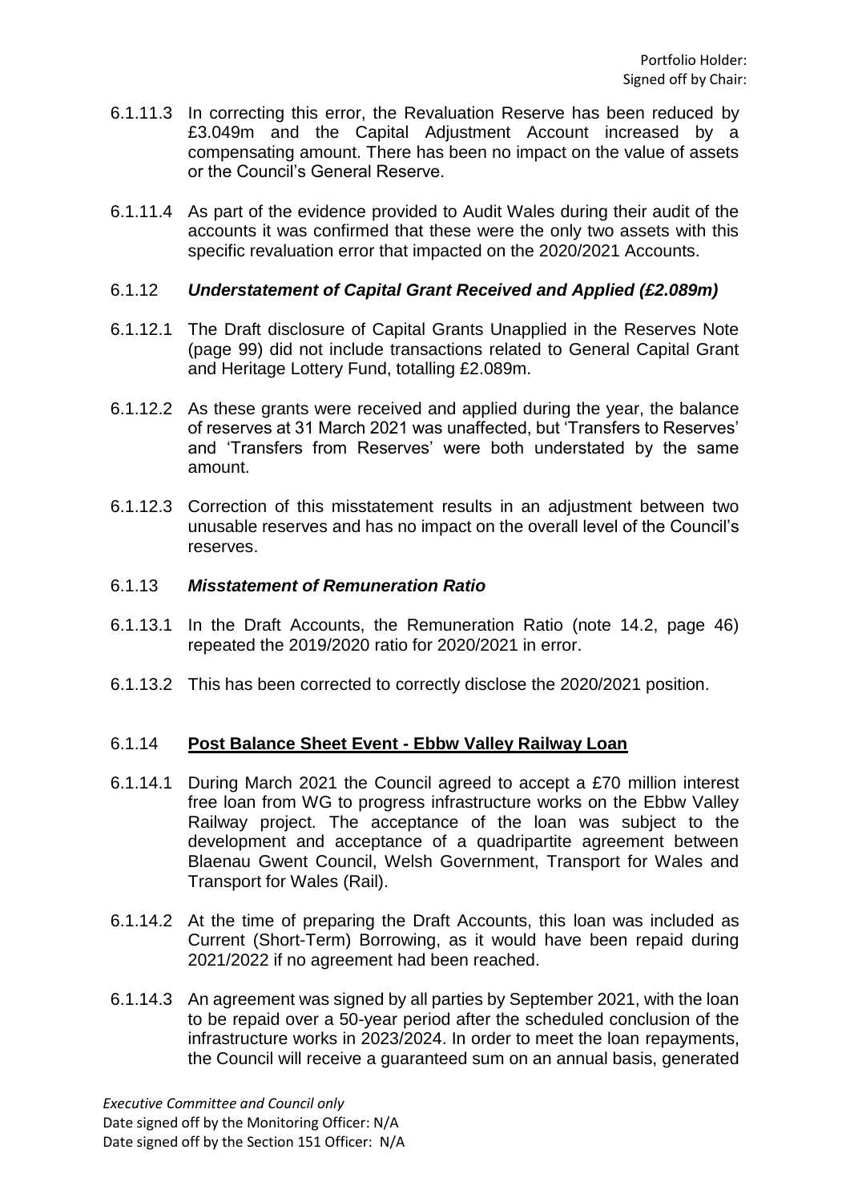6.1.11.3 In correcting this error, the Revaluation Reserve has been reduced by £3.049m and the Capital Adjustment Account increased by a compensating amount. There has been no impact on the value of assets or the Council's General Reserve.

6.1.11.4 As part of the evidence provided to Audit Wales during their audit of the accounts it was confirmed that these were the only two assets with this specific revaluation error that impacted on the 2020/2021 Accounts.

6.1.12 ***Understatement of Capital Grant Received and Applied (£2.089m)***

6.1.12.1 The Draft disclosure of Capital Grants Unapplied in the Reserves Note (page 99) did not include transactions related to General Capital Grant and Heritage Lottery Fund, totalling £2.089m.

6.1.12.2 As these grants were received and applied during the year, the balance of reserves at 31 March 2021 was unaffected, but 'Transfers to Reserves' and 'Transfers from Reserves' were both understated by the same amount.

6.1.12.3 Correction of this misstatement results in an adjustment between two unusable reserves and has no impact on the overall level of the Council's reserves.

6.1.13 ***Misstatement of Remuneration Ratio***

6.1.13.1 In the Draft Accounts, the Remuneration Ratio (note 14.2, page 46) repeated the 2019/2020 ratio for 2020/2021 in error.

6.1.13.2 This has been corrected to correctly disclose the 2020/2021 position.

6.1.14 **Post Balance Sheet Event - Ebbw Valley Railway Loan**

6.1.14.1 During March 2021 the Council agreed to accept a £70 million interest free loan from WG to progress infrastructure works on the Ebbw Valley Railway project. The acceptance of the loan was subject to the development and acceptance of a quadripartite agreement between Blaenau Gwent Council, Welsh Government, Transport for Wales and Transport for Wales (Rail).

6.1.14.2 At the time of preparing the Draft Accounts, this loan was included as Current (Short-Term) Borrowing, as it would have been repaid during 2021/2022 if no agreement had been reached.

6.1.14.3 An agreement was signed by all parties by September 2021, with the loan to be repaid over a 50-year period after the scheduled conclusion of the infrastructure works in 2023/2024. In order to meet the loan repayments, the Council will receive a guaranteed sum on an annual basis, generated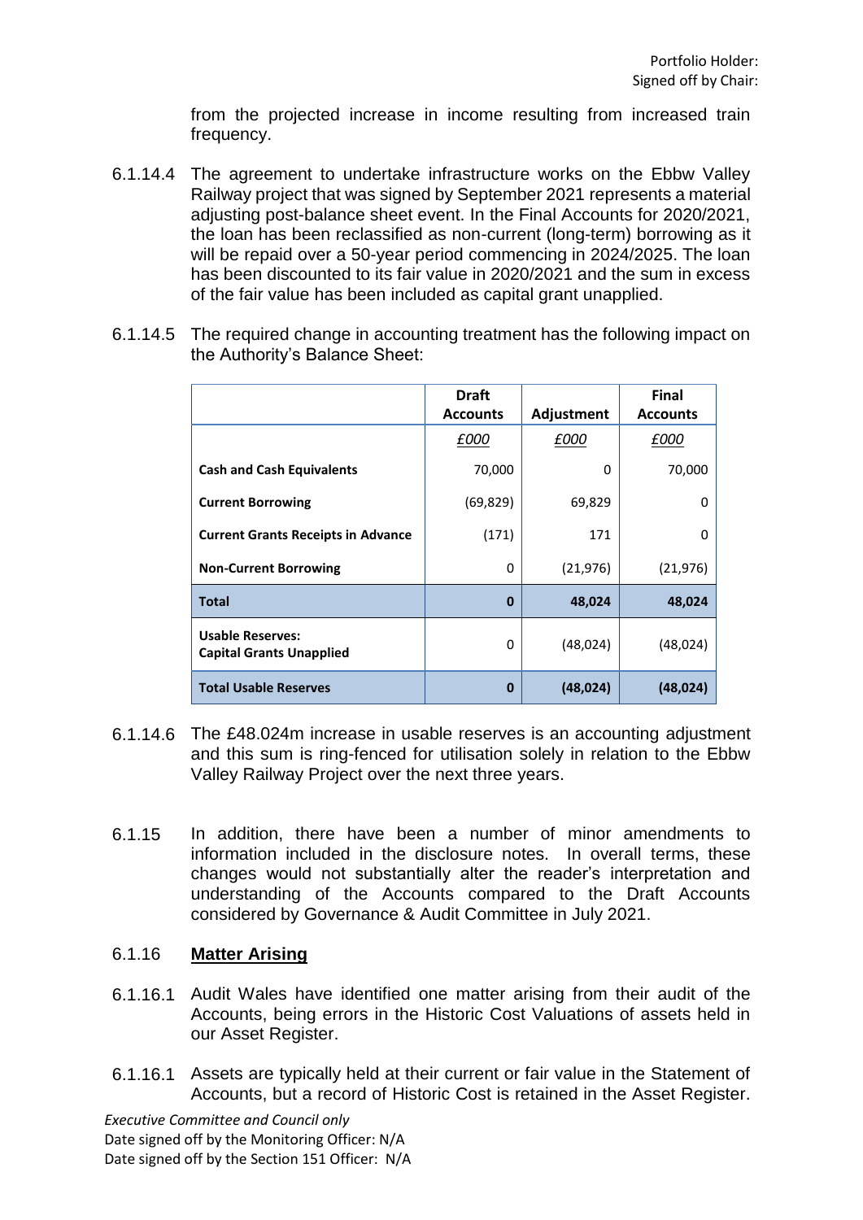from the projected increase in income resulting from increased train frequency.

6.1.14.4 The agreement to undertake infrastructure works on the Ebbw Valley Railway project that was signed by September 2021 represents a material adjusting post-balance sheet event. In the Final Accounts for 2020/2021, the loan has been reclassified as non-current (long-term) borrowing as it will be repaid over a 50-year period commencing in 2024/2025. The loan has been discounted to its fair value in 2020/2021 and the sum in excess of the fair value has been included as capital grant unapplied.

6.1.14.5 The required change in accounting treatment has the following impact on the Authority's Balance Sheet:

| | Draft Accounts | Adjustment | Final Accounts |
|---|---|---|---|
| | *£000* | *£000* | *£000* |
| **Cash and Cash Equivalents** | 70,000 | 0 | 70,000 |
| **Current Borrowing** | (69,829) | 69,829 | 0 |
| **Current Grants Receipts in Advance** | (171) | 171 | 0 |
| **Non-Current Borrowing** | 0 | (21,976) | (21,976) |
| **Total** | **0** | **48,024** | **48,024** |
| **Usable Reserves: Capital Grants Unapplied** | 0 | (48,024) | (48,024) |
| **Total Usable Reserves** | **0** | **(48,024)** | **(48,024)** |

6.1.14.6 The £48.024m increase in usable reserves is an accounting adjustment and this sum is ring-fenced for utilisation solely in relation to the Ebbw Valley Railway Project over the next three years.

6.1.15 In addition, there have been a number of minor amendments to information included in the disclosure notes. In overall terms, these changes would not substantially alter the reader's interpretation and understanding of the Accounts compared to the Draft Accounts considered by Governance & Audit Committee in July 2021.

6.1.16 **Matter Arising**

6.1.16.1 Audit Wales have identified one matter arising from their audit of the Accounts, being errors in the Historic Cost Valuations of assets held in our Asset Register.

6.1.16.1 Assets are typically held at their current or fair value in the Statement of Accounts, but a record of Historic Cost is retained in the Asset Register.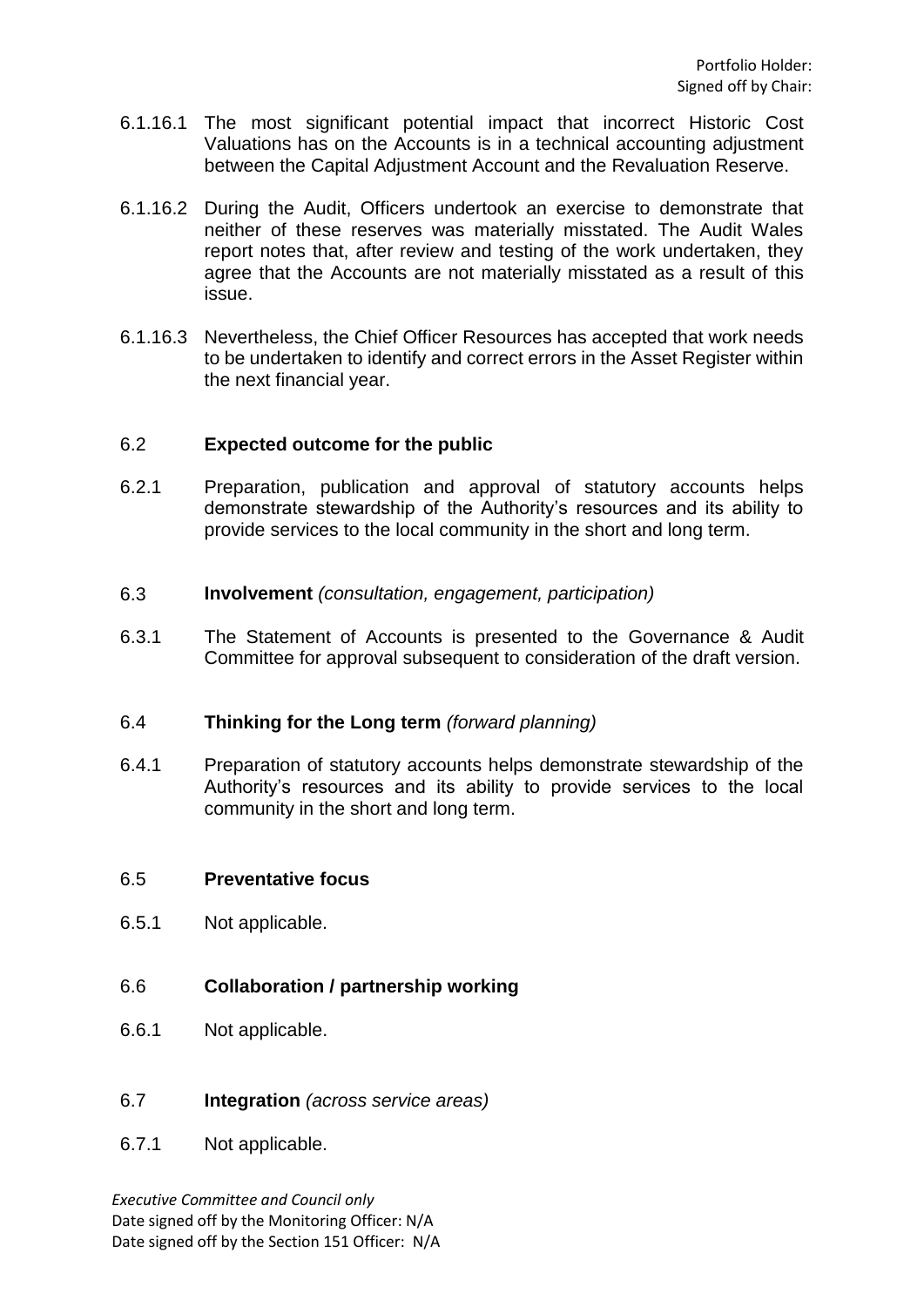6.1.16.1 The most significant potential impact that incorrect Historic Cost Valuations has on the Accounts is in a technical accounting adjustment between the Capital Adjustment Account and the Revaluation Reserve.

6.1.16.2 During the Audit, Officers undertook an exercise to demonstrate that neither of these reserves was materially misstated. The Audit Wales report notes that, after review and testing of the work undertaken, they agree that the Accounts are not materially misstated as a result of this issue.

6.1.16.3 Nevertheless, the Chief Officer Resources has accepted that work needs to be undertaken to identify and correct errors in the Asset Register within the next financial year.

6.2 **Expected outcome for the public**

6.2.1 Preparation, publication and approval of statutory accounts helps demonstrate stewardship of the Authority's resources and its ability to provide services to the local community in the short and long term.

6.3 **Involvement** *(consultation, engagement, participation)*

6.3.1 The Statement of Accounts is presented to the Governance & Audit Committee for approval subsequent to consideration of the draft version.

6.4 **Thinking for the Long term** *(forward planning)*

6.4.1 Preparation of statutory accounts helps demonstrate stewardship of the Authority's resources and its ability to provide services to the local community in the short and long term.

6.5 **Preventative focus**

6.5.1 Not applicable.

6.6 **Collaboration / partnership working**

6.6.1 Not applicable.

6.7 **Integration** *(across service areas)*

6.7.1 Not applicable.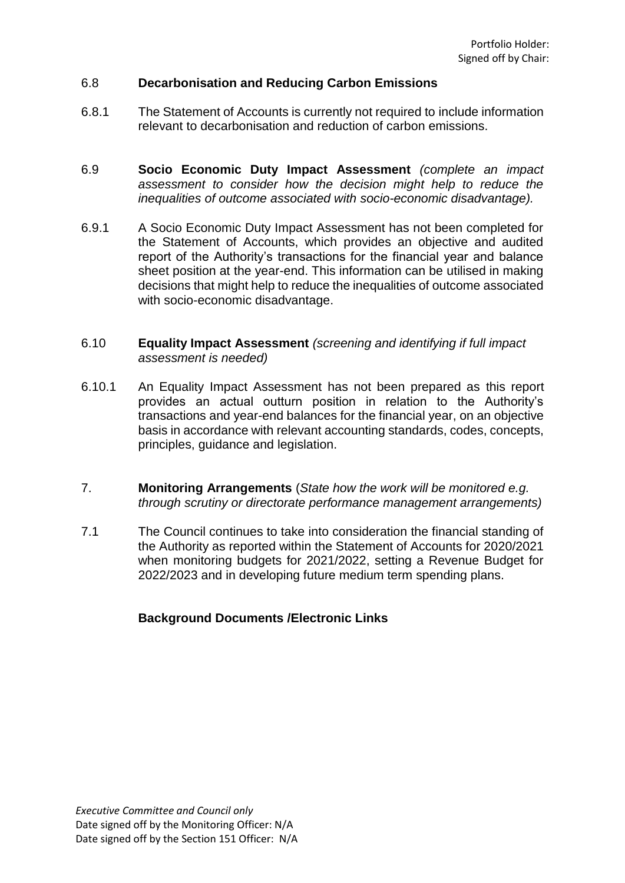Portfolio Holder:
Signed off by Chair:

### 6.8 Decarbonisation and Reducing Carbon Emissions

6.8.1 The Statement of Accounts is currently not required to include information relevant to decarbonisation and reduction of carbon emissions.

### 6.9 Socio Economic Duty Impact Assessment *(complete an impact assessment to consider how the decision might help to reduce the inequalities of outcome associated with socio-economic disadvantage).*

6.9.1 A Socio Economic Duty Impact Assessment has not been completed for the Statement of Accounts, which provides an objective and audited report of the Authority's transactions for the financial year and balance sheet position at the year-end. This information can be utilised in making decisions that might help to reduce the inequalities of outcome associated with socio-economic disadvantage.

### 6.10 Equality Impact Assessment *(screening and identifying if full impact assessment is needed)*

6.10.1 An Equality Impact Assessment has not been prepared as this report provides an actual outturn position in relation to the Authority's transactions and year-end balances for the financial year, on an objective basis in accordance with relevant accounting standards, codes, concepts, principles, guidance and legislation.

## 7. Monitoring Arrangements (*State how the work will be monitored e.g. through scrutiny or directorate performance management arrangements)*

7.1 The Council continues to take into consideration the financial standing of the Authority as reported within the Statement of Accounts for 2020/2021 when monitoring budgets for 2021/2022, setting a Revenue Budget for 2022/2023 and in developing future medium term spending plans.

**Background Documents /Electronic Links**

*Executive Committee and Council only*
Date signed off by the Monitoring Officer: N/A
Date signed off by the Section 151 Officer: N/A